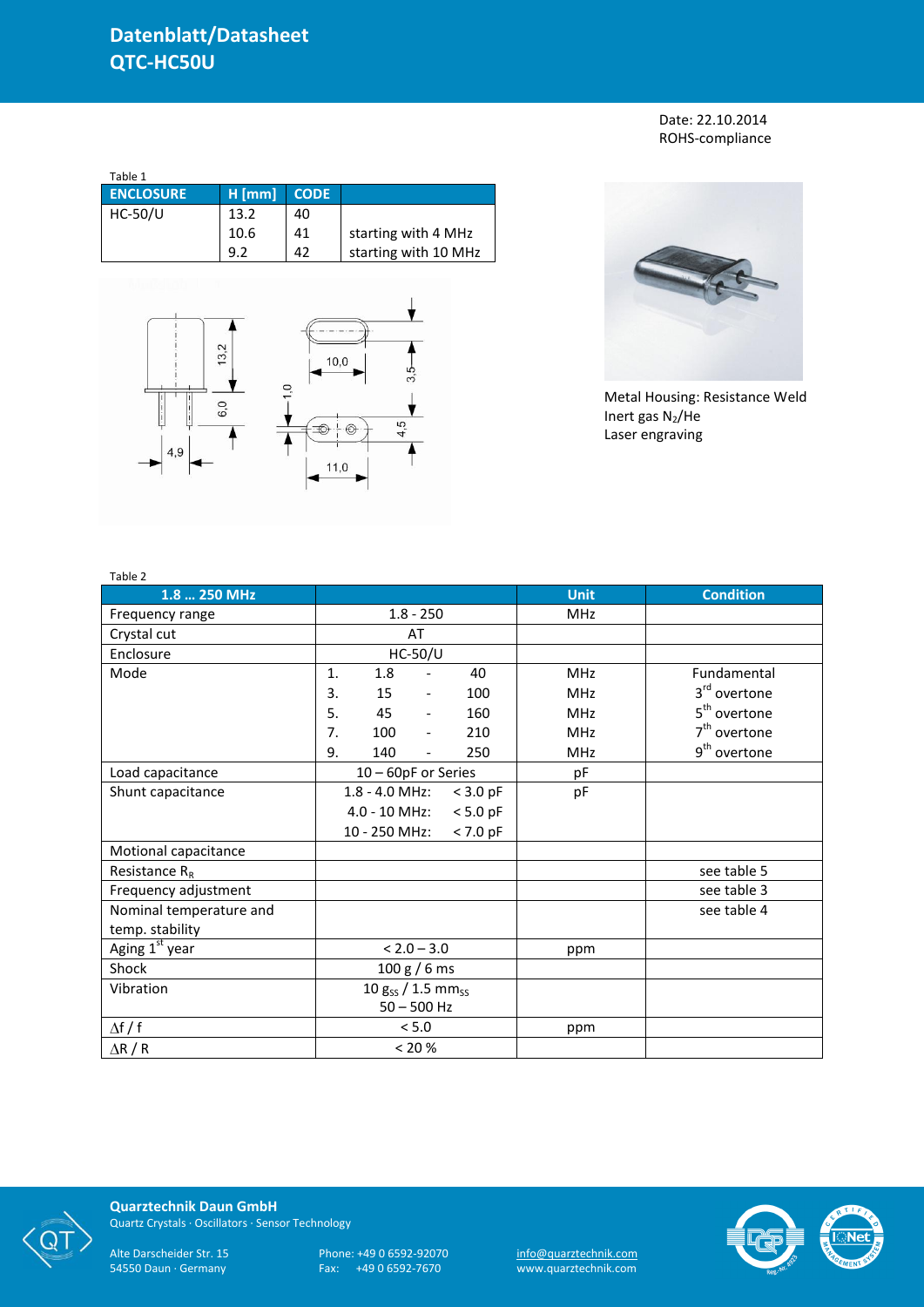# Datenblatt/Datasheet
# QTC-HC50U

Date: 22.10.2014
ROHS-compliance

Table 1

| ENCLOSURE | H [mm] | CODE | |
|---|---|---|---|
| HC-50/U | 13.2 | 40 | |
| | 10.6 | 41 | starting with 4 MHz |
| | 9.2 | 42 | starting with 10 MHz |

Metal Housing: Resistance Weld
Inert gas $N_2$/He
Laser engraving

Table 2

| 1.8 … 250 MHz | | Unit | Condition |
|---|---|---|---|
| Frequency range | 1.8 - 250 | MHz | |
| Crystal cut | AT | | |
| Enclosure | HC-50/U | | |
| Mode | 1. 1.8 - 40 | MHz | Fundamental |
| | 3. 15 - 100 | MHz | 3rd overtone |
| | 5. 45 - 160 | MHz | 5th overtone |
| | 7. 100 - 210 | MHz | 7th overtone |
| | 9. 140 - 250 | MHz | 9th overtone |
| Load capacitance | 10 – 60pF or Series | pF | |
| Shunt capacitance | 1.8 - 4.0 MHz: < 3.0 pF | pF | |
| | 4.0 - 10 MHz: < 5.0 pF | | |
| | 10 - 250 MHz: < 7.0 pF | | |
| Motional capacitance | | | |
| Resistance $R_R$ | | | see table 5 |
| Frequency adjustment | | | see table 3 |
| Nominal temperature and temp. stability | | | see table 4 |
| Aging 1st year | < 2.0 – 3.0 | ppm | |
| Shock | 100 g / 6 ms | | |
| Vibration | 10 $g_{SS}$ / 1.5 $mm_{SS}$ 50 – 500 Hz | | |
| $\Delta f / f$ | < 5.0 | ppm | |
| $\Delta R / R$ | < 20 % | | |

**Quarztechnik Daun GmbH**
Quartz Crystals · Oscillators · Sensor Technology

Alte Darscheider Str. 15
54550 Daun · Germany

Phone: +49 0 6592-92070
Fax: +49 0 6592-7670

info@quarztechnik.com
www.quarztechnik.com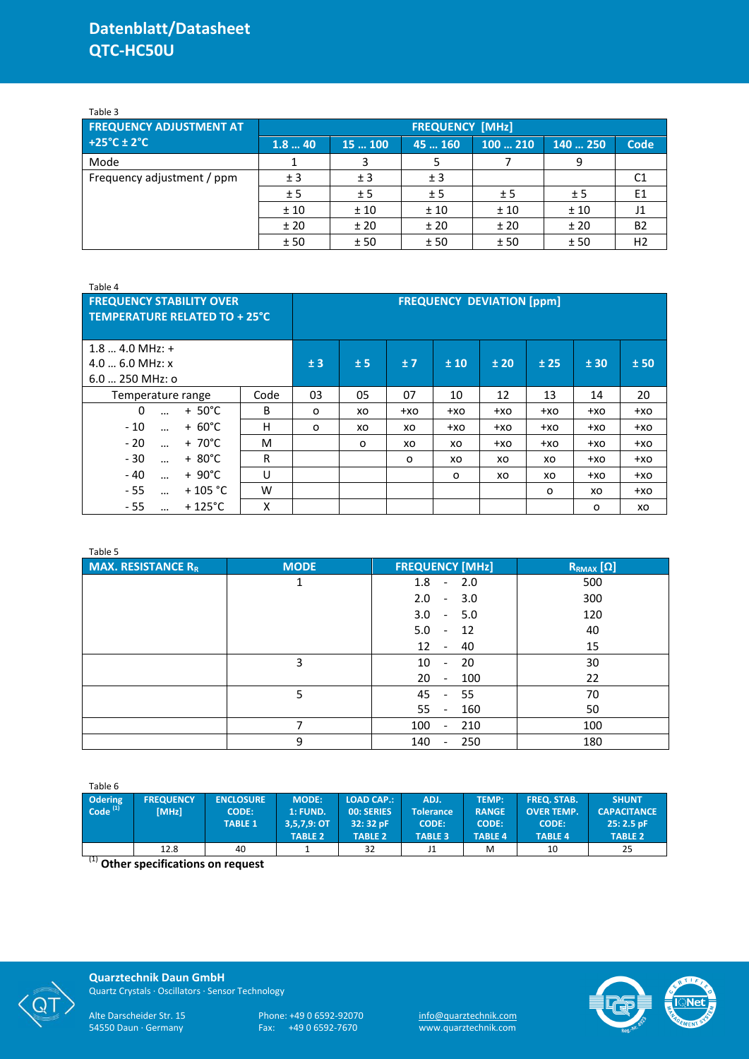Table 3

| FREQUENCY ADJUSTMENT AT +25°C ± 2°C | FREQUENCY [MHz] | | | | | |
|---|---|---|---|---|---|---|
| | 1.8 … 40 | 15 … 100 | 45 … 160 | 100 … 210 | 140 … 250 | Code |
| Mode | 1 | 3 | 5 | 7 | 9 | |
| Frequency adjustment / ppm | ± 3 | ± 3 | ± 3 | | | C1 |
| | ± 5 | ± 5 | ± 5 | ± 5 | ± 5 | E1 |
| | ± 10 | ± 10 | ± 10 | ± 10 | ± 10 | J1 |
| | ± 20 | ± 20 | ± 20 | ± 20 | ± 20 | B2 |
| | ± 50 | ± 50 | ± 50 | ± 50 | ± 50 | H2 |

Table 4

| FREQUENCY STABILITY OVER TEMPERATURE RELATED TO + 25°C | | FREQUENCY DEVIATION [ppm] | | | | | | | |
|---|---|---|---|---|---|---|---|---|---|
| 1.8 … 4.0 MHz: + <br> 4.0 … 6.0 MHz: x <br> 6.0 … 250 MHz: o | | ± 3 | ± 5 | ± 7 | ± 10 | ± 20 | ± 25 | ± 30 | ± 50 |
| Temperature range | Code | 03 | 05 | 07 | 10 | 12 | 13 | 14 | 20 |
| 0 … + 50°C | B | o | xo | +xo | +xo | +xo | +xo | +xo | +xo |
| - 10 … + 60°C | H | o | xo | xo | +xo | +xo | +xo | +xo | +xo |
| - 20 … + 70°C | M | | o | xo | xo | +xo | +xo | +xo | +xo |
| - 30 … + 80°C | R | | | o | xo | xo | xo | +xo | +xo |
| - 40 … + 90°C | U | | | | o | xo | xo | +xo | +xo |
| - 55 … + 105 °C | W | | | | | | o | xo | +xo |
| - 55 … + 125°C | X | | | | | | | o | xo |

Table 5

| MAX. RESISTANCE $R_R$ | MODE | FREQUENCY [MHz] | $R_{RMAX}$ [Ω] |
|---|---|---|---|
| | 1 | 1.8 - 2.0 | 500 |
| | | 2.0 - 3.0 | 300 |
| | | 3.0 - 5.0 | 120 |
| | | 5.0 - 12 | 40 |
| | | 12 - 40 | 15 |
| | 3 | 10 - 20 | 30 |
| | | 20 - 100 | 22 |
| | 5 | 45 - 55 | 70 |
| | | 55 - 160 | 50 |
| | 7 | 100 - 210 | 100 |
| | 9 | 140 - 250 | 180 |

Table 6

| Odering Code [1] | FREQUENCY [MHz] | ENCLOSURE CODE: TABLE 1 | MODE: 1: FUND. 3,5,7,9: OT TABLE 2 | LOAD CAP.: 00: SERIES 32: 32 pF TABLE 2 | ADJ. Tolerance CODE: TABLE 3 | TEMP: RANGE CODE: TABLE 4 | FREQ. STAB. OVER TEMP. CODE: TABLE 4 | SHUNT CAPACITANCE 25: 2.5 pF TABLE 2 |
|---|---|---|---|---|---|---|---|---|
| | 12.8 | 40 | 1 | 32 | J1 | M | 10 | 25 |

[1] **Other specifications on request**

**Quarztechnik Daun GmbH**
Quartz Crystals · Oscillators · Sensor Technology

Alte Darscheider Str. 15
54550 Daun · Germany

Phone: +49 0 6592-92070
Fax: +49 0 6592-7670

info@quarztechnik.com
www.quarztechnik.com